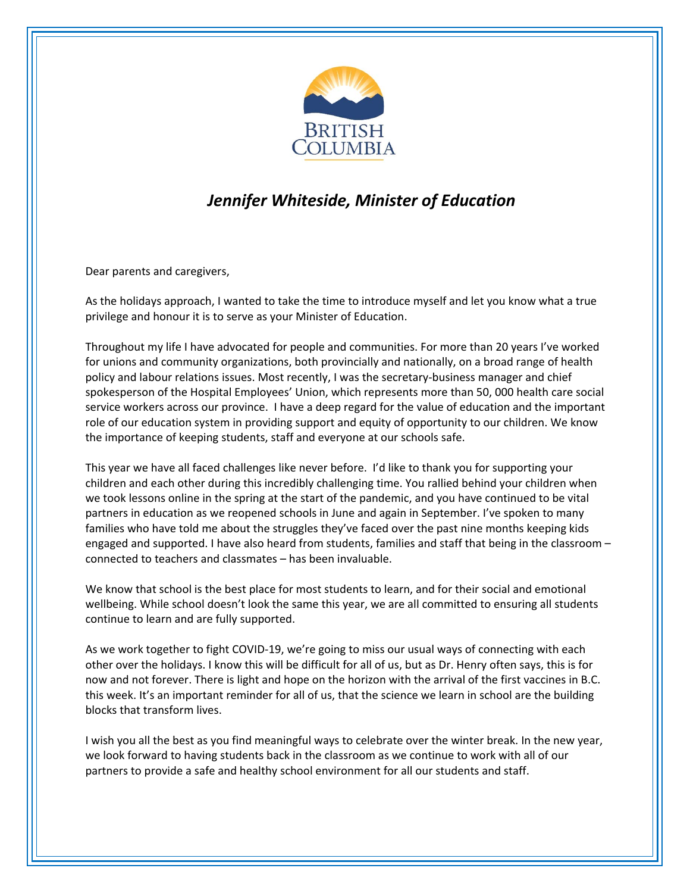BRITISH COLUMBIA

## *Jennifer Whiteside, Minister of Education*

Dear parents and caregivers,

As the holidays approach, I wanted to take the time to introduce myself and let you know what a true privilege and honour it is to serve as your Minister of Education.

Throughout my life I have advocated for people and communities. For more than 20 years I've worked for unions and community organizations, both provincially and nationally, on a broad range of health policy and labour relations issues. Most recently, I was the secretary-business manager and chief spokesperson of the Hospital Employees' Union, which represents more than 50, 000 health care social service workers across our province. I have a deep regard for the value of education and the important role of our education system in providing support and equity of opportunity to our children. We know the importance of keeping students, staff and everyone at our schools safe.

This year we have all faced challenges like never before. I'd like to thank you for supporting your children and each other during this incredibly challenging time. You rallied behind your children when we took lessons online in the spring at the start of the pandemic, and you have continued to be vital partners in education as we reopened schools in June and again in September. I've spoken to many families who have told me about the struggles they've faced over the past nine months keeping kids engaged and supported. I have also heard from students, families and staff that being in the classroom – connected to teachers and classmates – has been invaluable.

We know that school is the best place for most students to learn, and for their social and emotional wellbeing. While school doesn't look the same this year, we are all committed to ensuring all students continue to learn and are fully supported.

As we work together to fight COVID-19, we're going to miss our usual ways of connecting with each other over the holidays. I know this will be difficult for all of us, but as Dr. Henry often says, this is for now and not forever. There is light and hope on the horizon with the arrival of the first vaccines in B.C. this week. It's an important reminder for all of us, that the science we learn in school are the building blocks that transform lives.

I wish you all the best as you find meaningful ways to celebrate over the winter break. In the new year, we look forward to having students back in the classroom as we continue to work with all of our partners to provide a safe and healthy school environment for all our students and staff.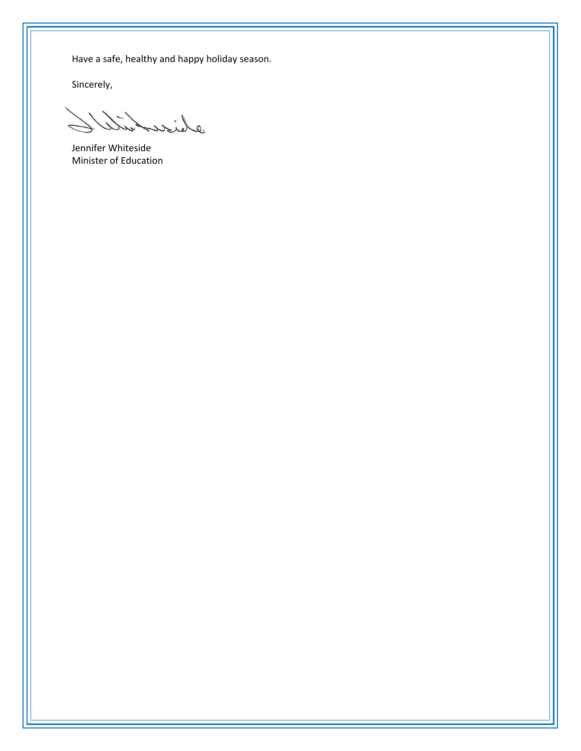Have a safe, healthy and happy holiday season.

Sincerely,

Jennifer Whiteside
Minister of Education